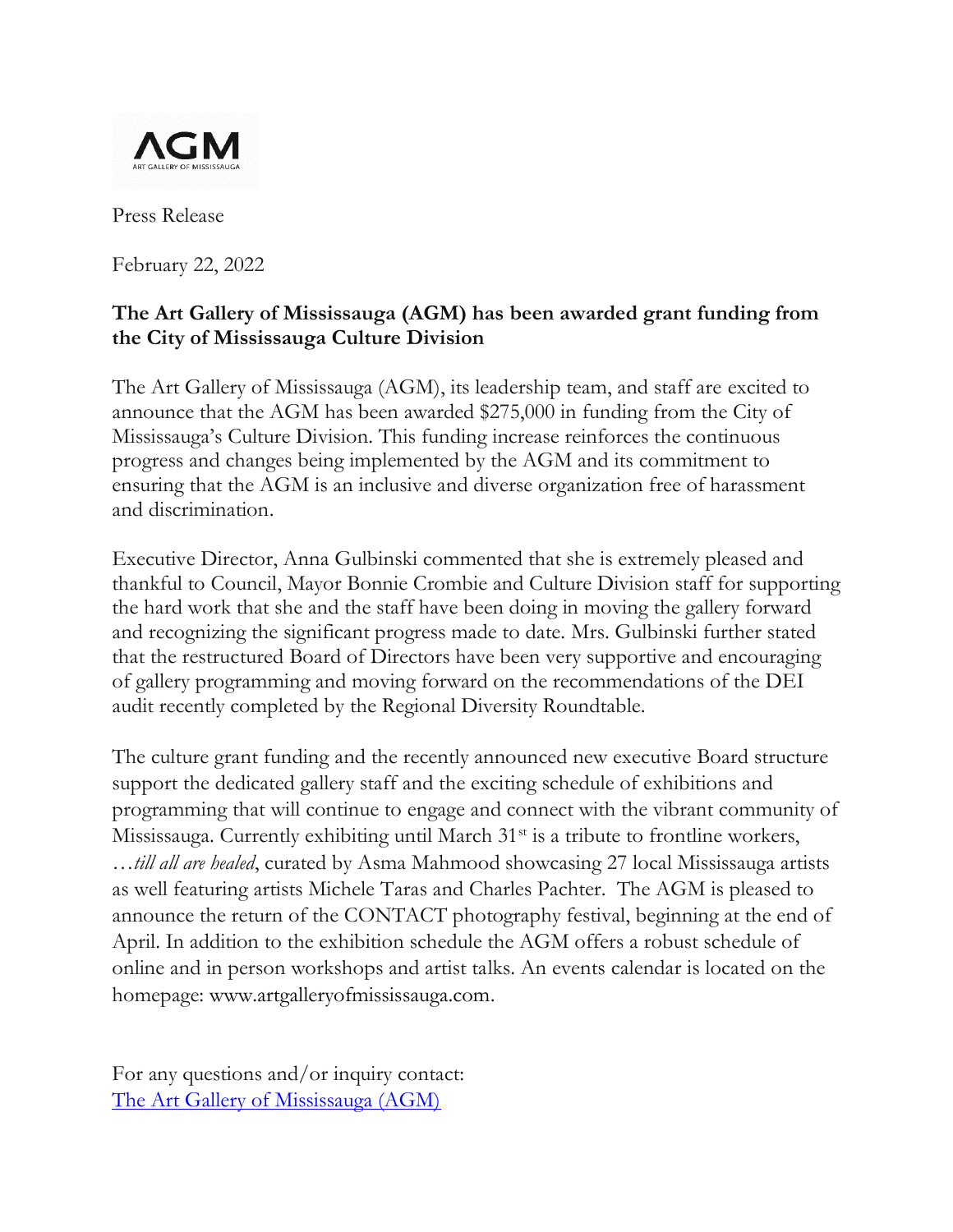AGM
ART GALLERY OF MISSISSAUGA

Press Release

February 22, 2022

**The Art Gallery of Mississauga (AGM) has been awarded grant funding from the City of Mississauga Culture Division**

The Art Gallery of Mississauga (AGM), its leadership team, and staff are excited to announce that the AGM has been awarded $275,000 in funding from the City of Mississauga's Culture Division. This funding increase reinforces the continuous progress and changes being implemented by the AGM and its commitment to ensuring that the AGM is an inclusive and diverse organization free of harassment and discrimination.

Executive Director, Anna Gulbinski commented that she is extremely pleased and thankful to Council, Mayor Bonnie Crombie and Culture Division staff for supporting the hard work that she and the staff have been doing in moving the gallery forward and recognizing the significant progress made to date. Mrs. Gulbinski further stated that the restructured Board of Directors have been very supportive and encouraging of gallery programming and moving forward on the recommendations of the DEI audit recently completed by the Regional Diversity Roundtable.

The culture grant funding and the recently announced new executive Board structure support the dedicated gallery staff and the exciting schedule of exhibitions and programming that will continue to engage and connect with the vibrant community of Mississauga. Currently exhibiting until March 31st is a tribute to frontline workers, …*till all are healed*, curated by Asma Mahmood showcasing 27 local Mississauga artists as well featuring artists Michele Taras and Charles Pachter. The AGM is pleased to announce the return of the CONTACT photography festival, beginning at the end of April. In addition to the exhibition schedule the AGM offers a robust schedule of online and in person workshops and artist talks. An events calendar is located on the homepage: www.artgalleryofmississauga.com.

For any questions and/or inquiry contact:
[The Art Gallery of Mississauga (AGM)]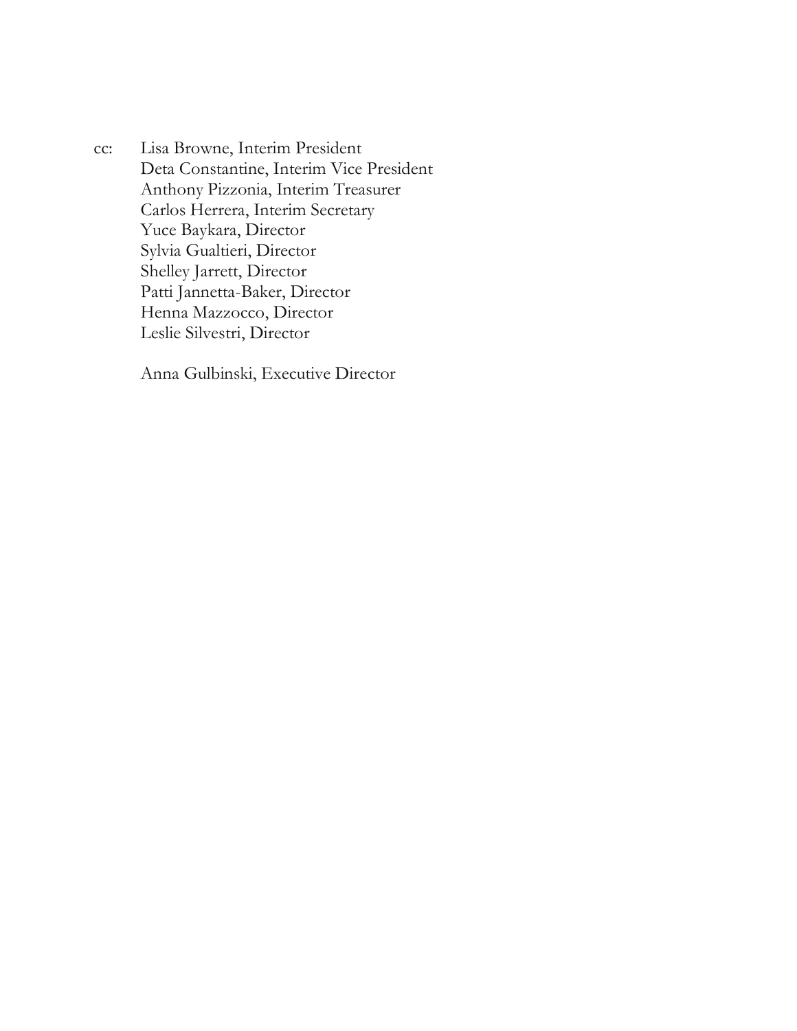cc: Lisa Browne, Interim President
Deta Constantine, Interim Vice President
Anthony Pizzonia, Interim Treasurer
Carlos Herrera, Interim Secretary
Yuce Baykara, Director
Sylvia Gualtieri, Director
Shelley Jarrett, Director
Patti Jannetta-Baker, Director
Henna Mazzocco, Director
Leslie Silvestri, Director

Anna Gulbinski, Executive Director